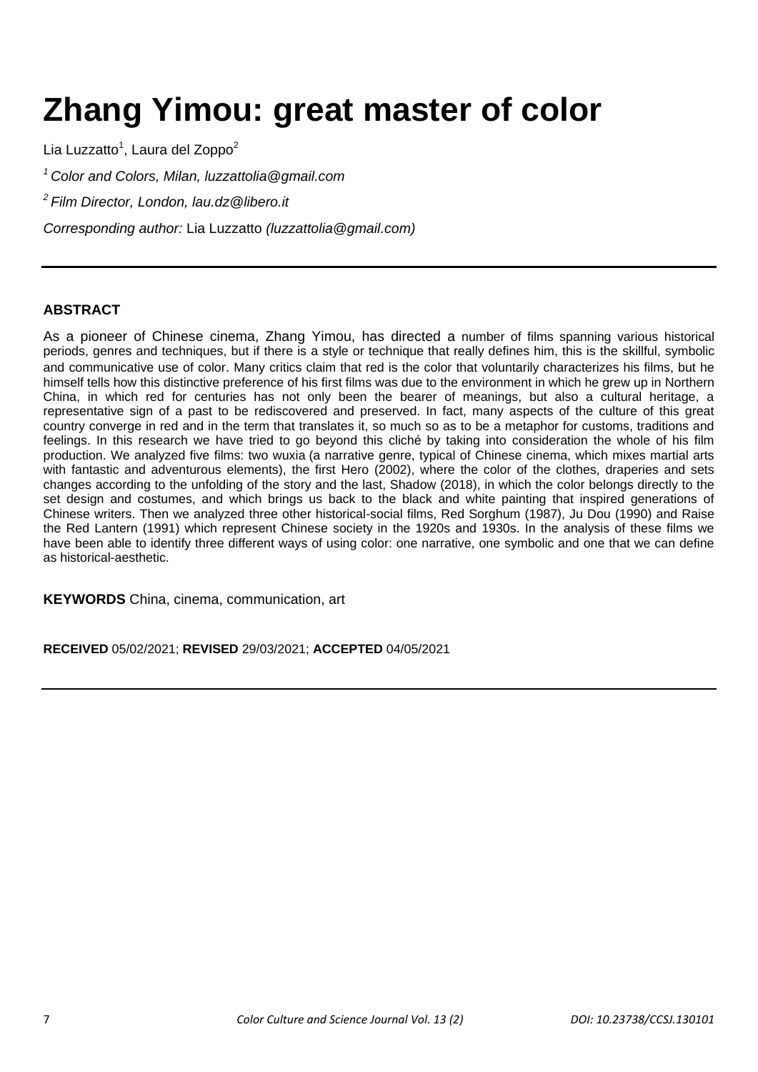# Zhang Yimou: great master of color

Lia Luzzatto[1], Laura del Zoppo[2]

[1] *Color and Colors, Milan, luzzattolia@gmail.com*

[2] *Film Director, London, lau.dz@libero.it*

*Corresponding author:* Lia Luzzatto *(luzzattolia@gmail.com)*

---

**ABSTRACT**

As a pioneer of Chinese cinema, Zhang Yimou, has directed a number of films spanning various historical periods, genres and techniques, but if there is a style or technique that really defines him, this is the skillful, symbolic and communicative use of color. Many critics claim that red is the color that voluntarily characterizes his films, but he himself tells how this distinctive preference of his first films was due to the environment in which he grew up in Northern China, in which red for centuries has not only been the bearer of meanings, but also a cultural heritage, a representative sign of a past to be rediscovered and preserved. In fact, many aspects of the culture of this great country converge in red and in the term that translates it, so much so as to be a metaphor for customs, traditions and feelings. In this research we have tried to go beyond this cliché by taking into consideration the whole of his film production. We analyzed five films: two wuxia (a narrative genre, typical of Chinese cinema, which mixes martial arts with fantastic and adventurous elements), the first Hero (2002), where the color of the clothes, draperies and sets changes according to the unfolding of the story and the last, Shadow (2018), in which the color belongs directly to the set design and costumes, and which brings us back to the black and white painting that inspired generations of Chinese writers. Then we analyzed three other historical-social films, Red Sorghum (1987), Ju Dou (1990) and Raise the Red Lantern (1991) which represent Chinese society in the 1920s and 1930s. In the analysis of these films we have been able to identify three different ways of using color: one narrative, one symbolic and one that we can define as historical-aesthetic.

**KEYWORDS** China, cinema, communication, art

**RECEIVED** 05/02/2021; **REVISED** 29/03/2021; **ACCEPTED** 04/05/2021

---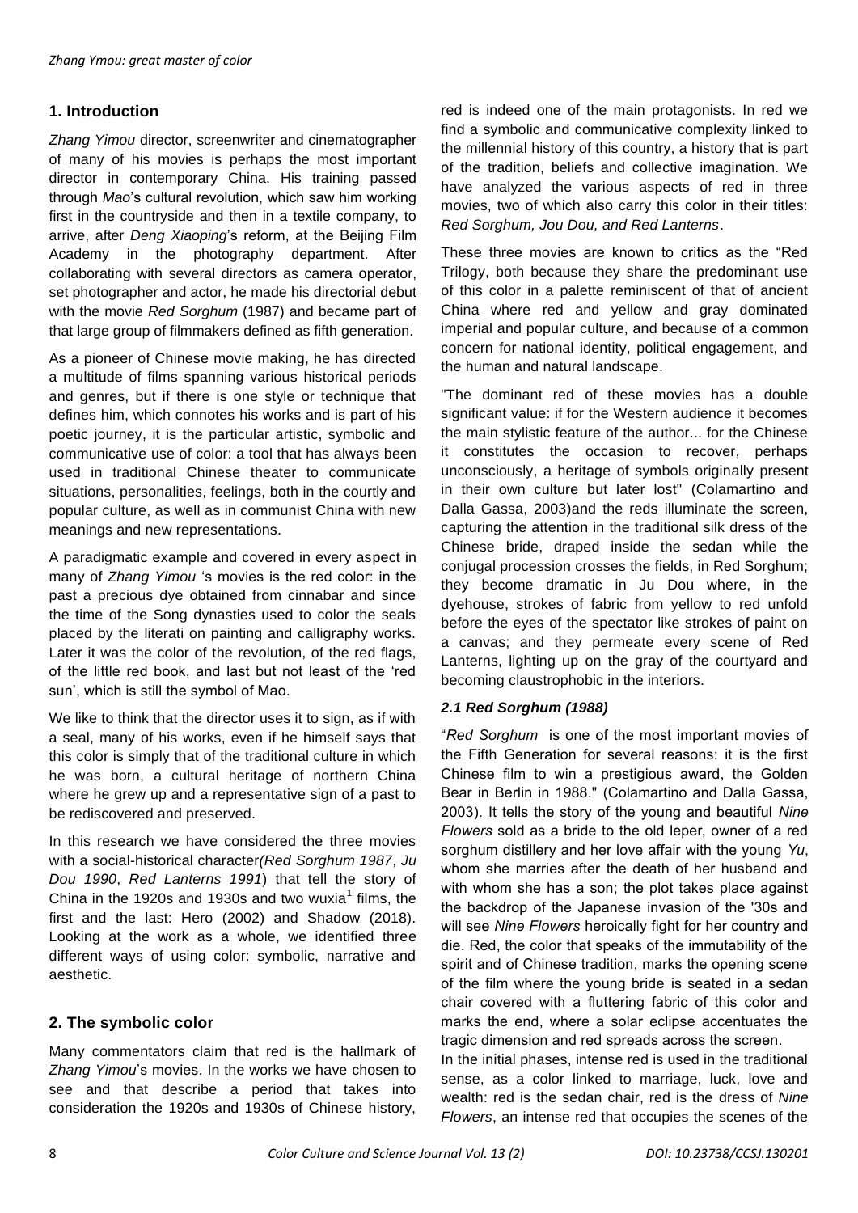## 1. Introduction

*Zhang Yimou* director, screenwriter and cinematographer of many of his movies is perhaps the most important director in contemporary China. His training passed through *Mao*'s cultural revolution, which saw him working first in the countryside and then in a textile company, to arrive, after *Deng Xiaoping*'s reform, at the Beijing Film Academy in the photography department. After collaborating with several directors as camera operator, set photographer and actor, he made his directorial debut with the movie *Red Sorghum* (1987) and became part of that large group of filmmakers defined as fifth generation.

As a pioneer of Chinese movie making, he has directed a multitude of films spanning various historical periods and genres, but if there is one style or technique that defines him, which connotes his works and is part of his poetic journey, it is the particular artistic, symbolic and communicative use of color: a tool that has always been used in traditional Chinese theater to communicate situations, personalities, feelings, both in the courtly and popular culture, as well as in communist China with new meanings and new representations.

A paradigmatic example and covered in every aspect in many of *Zhang Yimou* 's movies is the red color: in the past a precious dye obtained from cinnabar and since the time of the Song dynasties used to color the seals placed by the literati on painting and calligraphy works. Later it was the color of the revolution, of the red flags, of the little red book, and last but not least of the 'red sun', which is still the symbol of Mao.

We like to think that the director uses it to sign, as if with a seal, many of his works, even if he himself says that this color is simply that of the traditional culture in which he was born, a cultural heritage of northern China where he grew up and a representative sign of a past to be rediscovered and preserved.

In this research we have considered the three movies with a social-historical character*(Red Sorghum 1987*, *Ju Dou 1990*, *Red Lanterns 1991*) that tell the story of China in the 1920s and 1930s and two wuxia[1] films, the first and the last: Hero (2002) and Shadow (2018). Looking at the work as a whole, we identified three different ways of using color: symbolic, narrative and aesthetic.

## 2. The symbolic color

Many commentators claim that red is the hallmark of *Zhang Yimou*'s movies. In the works we have chosen to see and that describe a period that takes into consideration the 1920s and 1930s of Chinese history, red is indeed one of the main protagonists. In red we find a symbolic and communicative complexity linked to the millennial history of this country, a history that is part of the tradition, beliefs and collective imagination. We have analyzed the various aspects of red in three movies, two of which also carry this color in their titles: *Red Sorghum, Jou Dou, and Red Lanterns*.

These three movies are known to critics as the "Red Trilogy, both because they share the predominant use of this color in a palette reminiscent of that of ancient China where red and yellow and gray dominated imperial and popular culture, and because of a common concern for national identity, political engagement, and the human and natural landscape.

"The dominant red of these movies has a double significant value: if for the Western audience it becomes the main stylistic feature of the author... for the Chinese it constitutes the occasion to recover, perhaps unconsciously, a heritage of symbols originally present in their own culture but later lost" (Colamartino and Dalla Gassa, 2003)and the reds illuminate the screen, capturing the attention in the traditional silk dress of the Chinese bride, draped inside the sedan while the conjugal procession crosses the fields, in Red Sorghum; they become dramatic in Ju Dou where, in the dyehouse, strokes of fabric from yellow to red unfold before the eyes of the spectator like strokes of paint on a canvas; and they permeate every scene of Red Lanterns, lighting up on the gray of the courtyard and becoming claustrophobic in the interiors.

### *2.1 Red Sorghum (1988)*

"*Red Sorghum* is one of the most important movies of the Fifth Generation for several reasons: it is the first Chinese film to win a prestigious award, the Golden Bear in Berlin in 1988." (Colamartino and Dalla Gassa, 2003). It tells the story of the young and beautiful *Nine Flowers* sold as a bride to the old leper, owner of a red sorghum distillery and her love affair with the young *Yu*, whom she marries after the death of her husband and with whom she has a son; the plot takes place against the backdrop of the Japanese invasion of the '30s and will see *Nine Flowers* heroically fight for her country and die. Red, the color that speaks of the immutability of the spirit and of Chinese tradition, marks the opening scene of the film where the young bride is seated in a sedan chair covered with a fluttering fabric of this color and marks the end, where a solar eclipse accentuates the tragic dimension and red spreads across the screen.

In the initial phases, intense red is used in the traditional sense, as a color linked to marriage, luck, love and wealth: red is the sedan chair, red is the dress of *Nine Flowers*, an intense red that occupies the scenes of the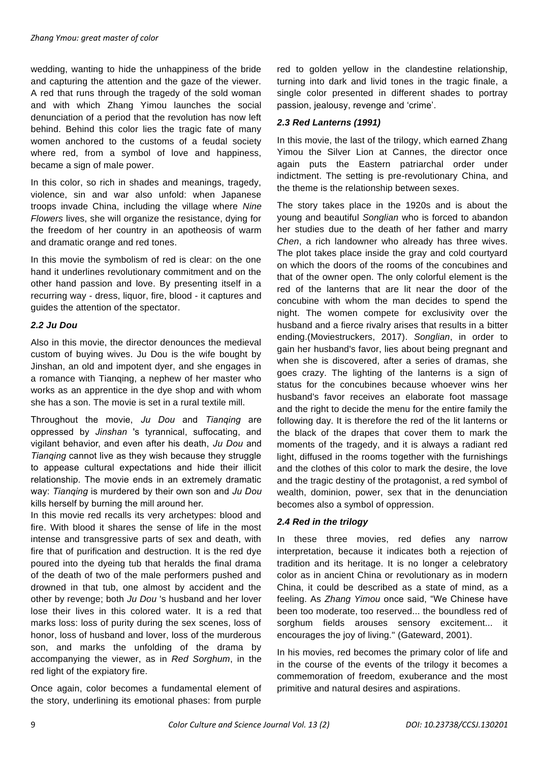wedding, wanting to hide the unhappiness of the bride and capturing the attention and the gaze of the viewer. A red that runs through the tragedy of the sold woman and with which Zhang Yimou launches the social denunciation of a period that the revolution has now left behind. Behind this color lies the tragic fate of many women anchored to the customs of a feudal society where red, from a symbol of love and happiness, became a sign of male power.

In this color, so rich in shades and meanings, tragedy, violence, sin and war also unfold: when Japanese troops invade China, including the village where *Nine Flowers* lives, she will organize the resistance, dying for the freedom of her country in an apotheosis of warm and dramatic orange and red tones.

In this movie the symbolism of red is clear: on the one hand it underlines revolutionary commitment and on the other hand passion and love. By presenting itself in a recurring way - dress, liquor, fire, blood - it captures and guides the attention of the spectator.

### 2.2 Ju Dou

Also in this movie, the director denounces the medieval custom of buying wives. Ju Dou is the wife bought by Jinshan, an old and impotent dyer, and she engages in a romance with Tianqing, a nephew of her master who works as an apprentice in the dye shop and with whom she has a son. The movie is set in a rural textile mill.

Throughout the movie, *Ju Dou* and *Tianqing* are oppressed by *Jinshan* 's tyrannical, suffocating, and vigilant behavior, and even after his death, *Ju Dou* and *Tianqing* cannot live as they wish because they struggle to appease cultural expectations and hide their illicit relationship. The movie ends in an extremely dramatic way: *Tianqing* is murdered by their own son and *Ju Dou* kills herself by burning the mill around her.

In this movie red recalls its very archetypes: blood and fire. With blood it shares the sense of life in the most intense and transgressive parts of sex and death, with fire that of purification and destruction. It is the red dye poured into the dyeing tub that heralds the final drama of the death of two of the male performers pushed and drowned in that tub, one almost by accident and the other by revenge; both *Ju Dou* 's husband and her lover lose their lives in this colored water. It is a red that marks loss: loss of purity during the sex scenes, loss of honor, loss of husband and lover, loss of the murderous son, and marks the unfolding of the drama by accompanying the viewer, as in *Red Sorghum*, in the red light of the expiatory fire.

Once again, color becomes a fundamental element of the story, underlining its emotional phases: from purple red to golden yellow in the clandestine relationship, turning into dark and livid tones in the tragic finale, a single color presented in different shades to portray passion, jealousy, revenge and 'crime'.

### 2.3 Red Lanterns (1991)

In this movie, the last of the trilogy, which earned Zhang Yimou the Silver Lion at Cannes, the director once again puts the Eastern patriarchal order under indictment. The setting is pre-revolutionary China, and the theme is the relationship between sexes.

The story takes place in the 1920s and is about the young and beautiful *Songlian* who is forced to abandon her studies due to the death of her father and marry *Chen*, a rich landowner who already has three wives. The plot takes place inside the gray and cold courtyard on which the doors of the rooms of the concubines and that of the owner open. The only colorful element is the red of the lanterns that are lit near the door of the concubine with whom the man decides to spend the night. The women compete for exclusivity over the husband and a fierce rivalry arises that results in a bitter ending.(Moviestruckers, 2017). *Songlian*, in order to gain her husband's favor, lies about being pregnant and when she is discovered, after a series of dramas, she goes crazy. The lighting of the lanterns is a sign of status for the concubines because whoever wins her husband's favor receives an elaborate foot massage and the right to decide the menu for the entire family the following day. It is therefore the red of the lit lanterns or the black of the drapes that cover them to mark the moments of the tragedy, and it is always a radiant red light, diffused in the rooms together with the furnishings and the clothes of this color to mark the desire, the love and the tragic destiny of the protagonist, a red symbol of wealth, dominion, power, sex that in the denunciation becomes also a symbol of oppression.

### 2.4 Red in the trilogy

In these three movies, red defies any narrow interpretation, because it indicates both a rejection of tradition and its heritage. It is no longer a celebratory color as in ancient China or revolutionary as in modern China, it could be described as a state of mind, as a feeling. As *Zhang Yimou* once said, "We Chinese have been too moderate, too reserved... the boundless red of sorghum fields arouses sensory excitement... it encourages the joy of living." (Gateward, 2001).

In his movies, red becomes the primary color of life and in the course of the events of the trilogy it becomes a commemoration of freedom, exuberance and the most primitive and natural desires and aspirations.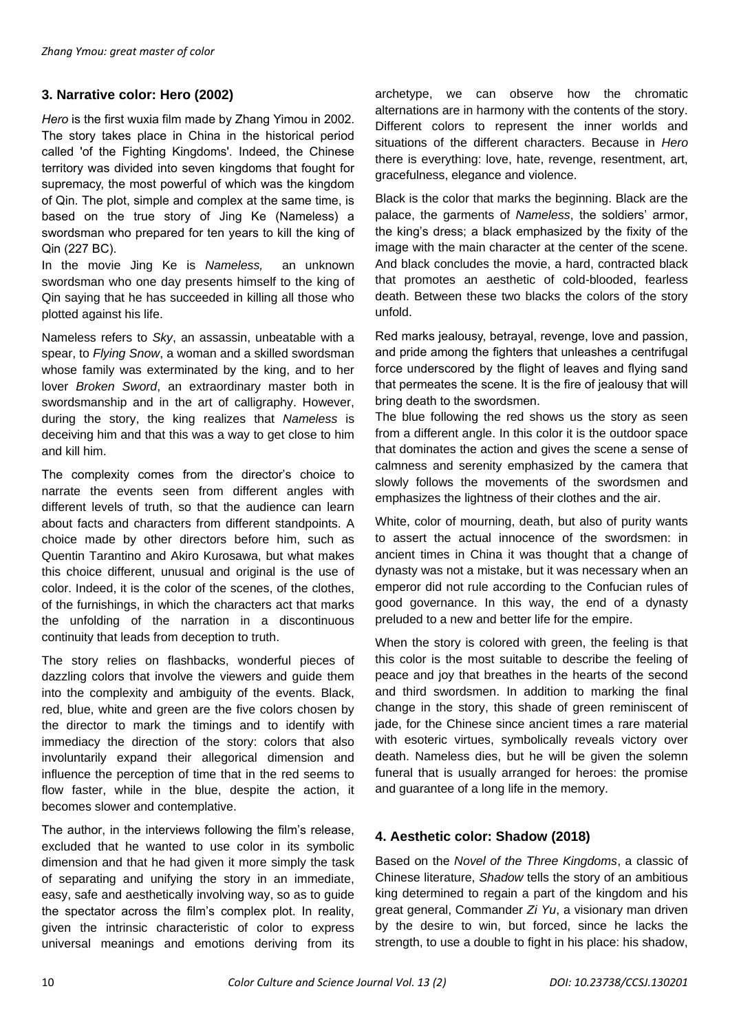## 3. Narrative color: Hero (2002)

*Hero* is the first wuxia film made by Zhang Yimou in 2002. The story takes place in China in the historical period called 'of the Fighting Kingdoms'. Indeed, the Chinese territory was divided into seven kingdoms that fought for supremacy, the most powerful of which was the kingdom of Qin. The plot, simple and complex at the same time, is based on the true story of Jing Ke (Nameless) a swordsman who prepared for ten years to kill the king of Qin (227 BC).

In the movie Jing Ke is *Nameless,* an unknown swordsman who one day presents himself to the king of Qin saying that he has succeeded in killing all those who plotted against his life.

Nameless refers to *Sky*, an assassin, unbeatable with a spear, to *Flying Snow*, a woman and a skilled swordsman whose family was exterminated by the king, and to her lover *Broken Sword*, an extraordinary master both in swordsmanship and in the art of calligraphy. However, during the story, the king realizes that *Nameless* is deceiving him and that this was a way to get close to him and kill him.

The complexity comes from the director's choice to narrate the events seen from different angles with different levels of truth, so that the audience can learn about facts and characters from different standpoints. A choice made by other directors before him, such as Quentin Tarantino and Akiro Kurosawa, but what makes this choice different, unusual and original is the use of color. Indeed, it is the color of the scenes, of the clothes, of the furnishings, in which the characters act that marks the unfolding of the narration in a discontinuous continuity that leads from deception to truth.

The story relies on flashbacks, wonderful pieces of dazzling colors that involve the viewers and guide them into the complexity and ambiguity of the events. Black, red, blue, white and green are the five colors chosen by the director to mark the timings and to identify with immediacy the direction of the story: colors that also involuntarily expand their allegorical dimension and influence the perception of time that in the red seems to flow faster, while in the blue, despite the action, it becomes slower and contemplative.

The author, in the interviews following the film's release, excluded that he wanted to use color in its symbolic dimension and that he had given it more simply the task of separating and unifying the story in an immediate, easy, safe and aesthetically involving way, so as to guide the spectator across the film's complex plot. In reality, given the intrinsic characteristic of color to express universal meanings and emotions deriving from its archetype, we can observe how the chromatic alternations are in harmony with the contents of the story. Different colors to represent the inner worlds and situations of the different characters. Because in *Hero* there is everything: love, hate, revenge, resentment, art, gracefulness, elegance and violence.

Black is the color that marks the beginning. Black are the palace, the garments of *Nameless*, the soldiers' armor, the king's dress; a black emphasized by the fixity of the image with the main character at the center of the scene. And black concludes the movie, a hard, contracted black that promotes an aesthetic of cold-blooded, fearless death. Between these two blacks the colors of the story unfold.

Red marks jealousy, betrayal, revenge, love and passion, and pride among the fighters that unleashes a centrifugal force underscored by the flight of leaves and flying sand that permeates the scene. It is the fire of jealousy that will bring death to the swordsmen.

The blue following the red shows us the story as seen from a different angle. In this color it is the outdoor space that dominates the action and gives the scene a sense of calmness and serenity emphasized by the camera that slowly follows the movements of the swordsmen and emphasizes the lightness of their clothes and the air.

White, color of mourning, death, but also of purity wants to assert the actual innocence of the swordsmen: in ancient times in China it was thought that a change of dynasty was not a mistake, but it was necessary when an emperor did not rule according to the Confucian rules of good governance. In this way, the end of a dynasty preluded to a new and better life for the empire.

When the story is colored with green, the feeling is that this color is the most suitable to describe the feeling of peace and joy that breathes in the hearts of the second and third swordsmen. In addition to marking the final change in the story, this shade of green reminiscent of jade, for the Chinese since ancient times a rare material with esoteric virtues, symbolically reveals victory over death. Nameless dies, but he will be given the solemn funeral that is usually arranged for heroes: the promise and guarantee of a long life in the memory.

## 4. Aesthetic color: Shadow (2018)

Based on the *Novel of the Three Kingdoms*, a classic of Chinese literature, *Shadow* tells the story of an ambitious king determined to regain a part of the kingdom and his great general, Commander *Zi Yu*, a visionary man driven by the desire to win, but forced, since he lacks the strength, to use a double to fight in his place: his shadow,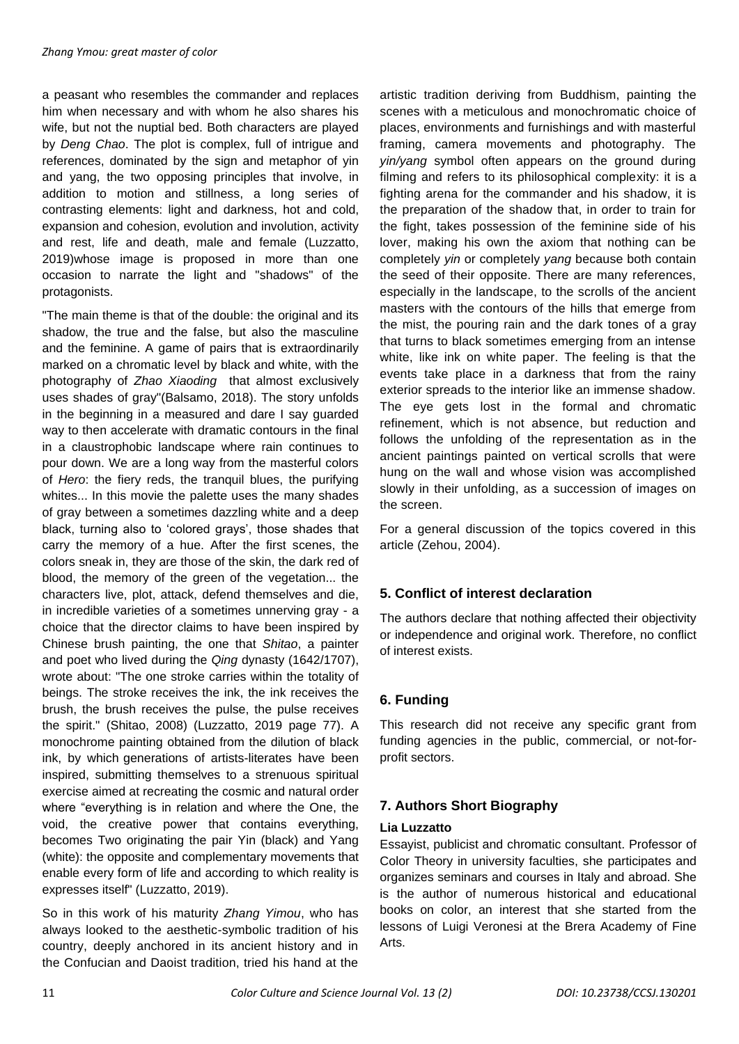a peasant who resembles the commander and replaces him when necessary and with whom he also shares his wife, but not the nuptial bed. Both characters are played by *Deng Chao*. The plot is complex, full of intrigue and references, dominated by the sign and metaphor of yin and yang, the two opposing principles that involve, in addition to motion and stillness, a long series of contrasting elements: light and darkness, hot and cold, expansion and cohesion, evolution and involution, activity and rest, life and death, male and female (Luzzatto, 2019)whose image is proposed in more than one occasion to narrate the light and "shadows" of the protagonists.

"The main theme is that of the double: the original and its shadow, the true and the false, but also the masculine and the feminine. A game of pairs that is extraordinarily marked on a chromatic level by black and white, with the photography of *Zhao Xiaoding* that almost exclusively uses shades of gray"(Balsamo, 2018). The story unfolds in the beginning in a measured and dare I say guarded way to then accelerate with dramatic contours in the final in a claustrophobic landscape where rain continues to pour down. We are a long way from the masterful colors of *Hero*: the fiery reds, the tranquil blues, the purifying whites... In this movie the palette uses the many shades of gray between a sometimes dazzling white and a deep black, turning also to 'colored grays', those shades that carry the memory of a hue. After the first scenes, the colors sneak in, they are those of the skin, the dark red of blood, the memory of the green of the vegetation... the characters live, plot, attack, defend themselves and die, in incredible varieties of a sometimes unnerving gray - a choice that the director claims to have been inspired by Chinese brush painting, the one that *Shitao*, a painter and poet who lived during the *Qing* dynasty (1642/1707), wrote about: "The one stroke carries within the totality of beings. The stroke receives the ink, the ink receives the brush, the brush receives the pulse, the pulse receives the spirit." (Shitao, 2008) (Luzzatto, 2019 page 77). A monochrome painting obtained from the dilution of black ink, by which generations of artists-literates have been inspired, submitting themselves to a strenuous spiritual exercise aimed at recreating the cosmic and natural order where "everything is in relation and where the One, the void, the creative power that contains everything, becomes Two originating the pair Yin (black) and Yang (white): the opposite and complementary movements that enable every form of life and according to which reality is expresses itself" (Luzzatto, 2019).

So in this work of his maturity *Zhang Yimou*, who has always looked to the aesthetic-symbolic tradition of his country, deeply anchored in its ancient history and in the Confucian and Daoist tradition, tried his hand at the artistic tradition deriving from Buddhism, painting the scenes with a meticulous and monochromatic choice of places, environments and furnishings and with masterful framing, camera movements and photography. The *yin/yang* symbol often appears on the ground during filming and refers to its philosophical complexity: it is a fighting arena for the commander and his shadow, it is the preparation of the shadow that, in order to train for the fight, takes possession of the feminine side of his lover, making his own the axiom that nothing can be completely *yin* or completely *yang* because both contain the seed of their opposite. There are many references, especially in the landscape, to the scrolls of the ancient masters with the contours of the hills that emerge from the mist, the pouring rain and the dark tones of a gray that turns to black sometimes emerging from an intense white, like ink on white paper. The feeling is that the events take place in a darkness that from the rainy exterior spreads to the interior like an immense shadow. The eye gets lost in the formal and chromatic refinement, which is not absence, but reduction and follows the unfolding of the representation as in the ancient paintings painted on vertical scrolls that were hung on the wall and whose vision was accomplished slowly in their unfolding, as a succession of images on the screen.

For a general discussion of the topics covered in this article (Zehou, 2004).

## 5. Conflict of interest declaration

The authors declare that nothing affected their objectivity or independence and original work. Therefore, no conflict of interest exists.

## 6. Funding

This research did not receive any specific grant from funding agencies in the public, commercial, or not-for-profit sectors.

## 7. Authors Short Biography

**Lia Luzzatto**

Essayist, publicist and chromatic consultant. Professor of Color Theory in university faculties, she participates and organizes seminars and courses in Italy and abroad. She is the author of numerous historical and educational books on color, an interest that she started from the lessons of Luigi Veronesi at the Brera Academy of Fine Arts.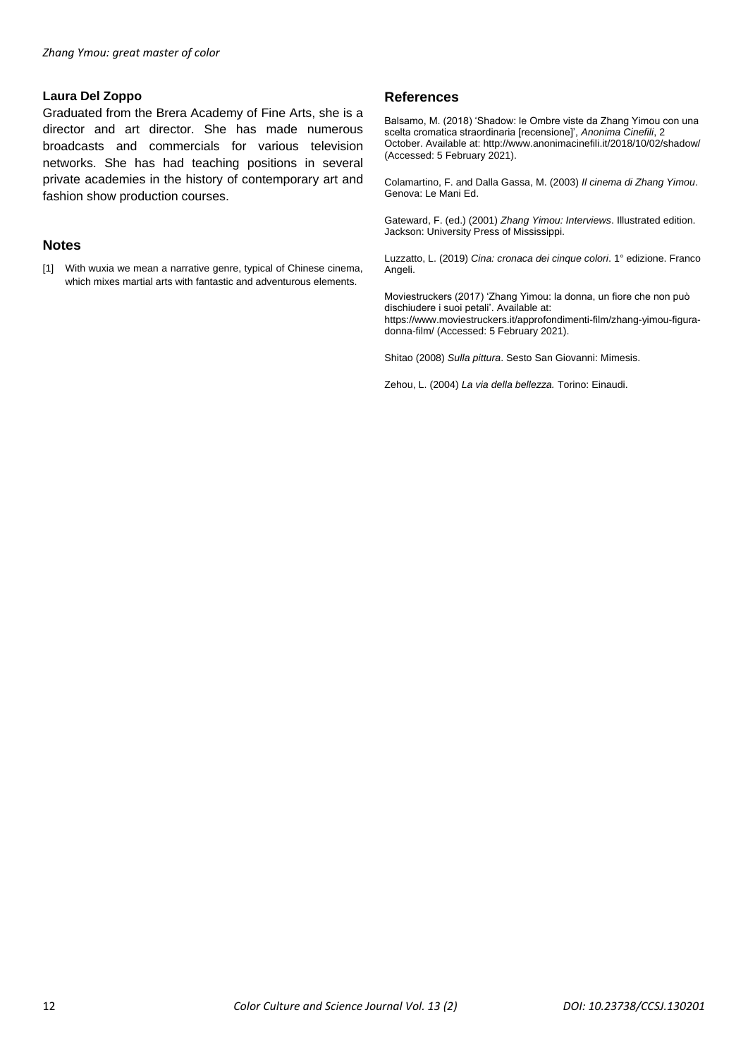### Laura Del Zoppo

Graduated from the Brera Academy of Fine Arts, she is a director and art director. She has made numerous broadcasts and commercials for various television networks. She has had teaching positions in several private academies in the history of contemporary art and fashion show production courses.

## Notes

[1] With wuxia we mean a narrative genre, typical of Chinese cinema, which mixes martial arts with fantastic and adventurous elements.

## References

Balsamo, M. (2018) 'Shadow: le Ombre viste da Zhang Yimou con una scelta cromatica straordinaria [recensione]', *Anonima Cinefili*, 2 October. Available at: http://www.anonimacinefili.it/2018/10/02/shadow/ (Accessed: 5 February 2021).

Colamartino, F. and Dalla Gassa, M. (2003) *Il cinema di Zhang Yimou*. Genova: Le Mani Ed.

Gateward, F. (ed.) (2001) *Zhang Yimou: Interviews*. Illustrated edition. Jackson: University Press of Mississippi.

Luzzatto, L. (2019) *Cina: cronaca dei cinque colori*. 1° edizione. Franco Angeli.

Moviestruckers (2017) 'Zhang Yimou: la donna, un fiore che non può dischiudere i suoi petali'. Available at: https://www.moviestruckers.it/approfondimenti-film/zhang-yimou-figura-donna-film/ (Accessed: 5 February 2021).

Shitao (2008) *Sulla pittura*. Sesto San Giovanni: Mimesis.

Zehou, L. (2004) *La via della bellezza.* Torino: Einaudi.